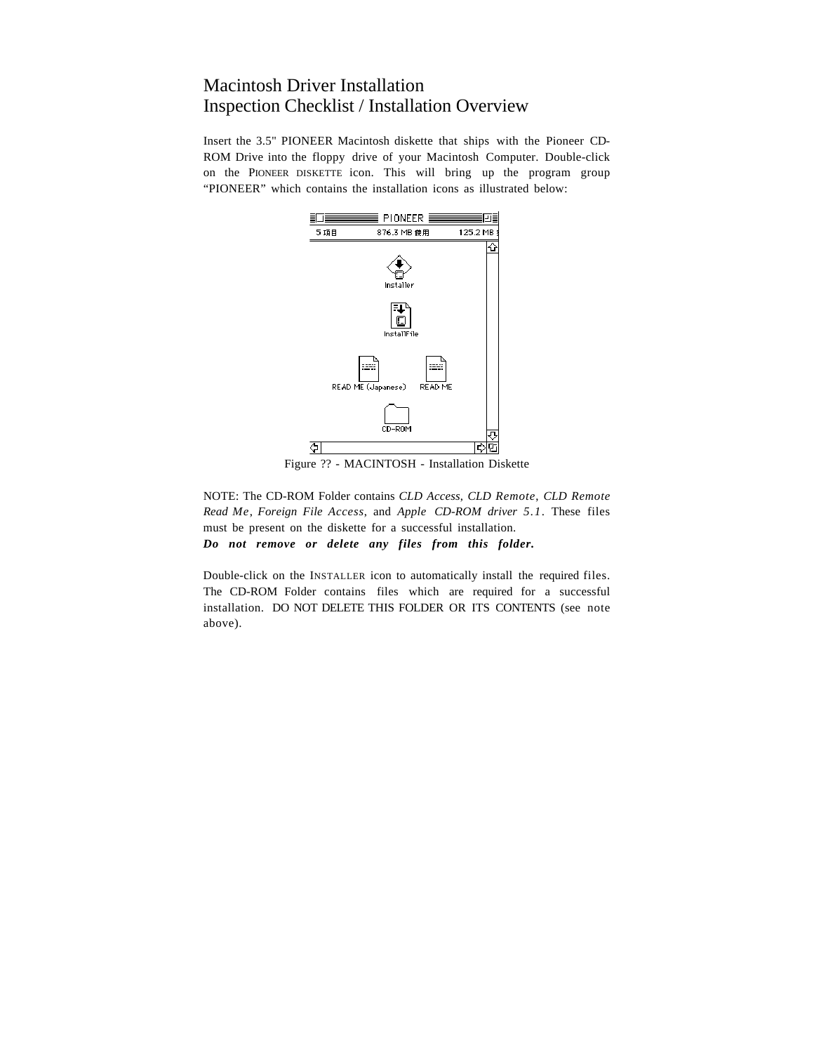# Macintosh Driver Installation
# Inspection Checklist / Installation Overview

Insert the 3.5" PIONEER Macintosh diskette that ships with the Pioneer CD-ROM Drive into the floppy drive of your Macintosh Computer. Double-click on the PIONEER DISKETTE icon. This will bring up the program group “PIONEER” which contains the installation icons as illustrated below:

Figure ?? - MACINTOSH - Installation Diskette

NOTE: The CD-ROM Folder contains *CLD Access*, *CLD Remote*, *CLD Remote Read Me*, *Foreign File Access*, and *Apple CD-ROM driver 5.1*. These files must be present on the diskette for a successful installation.
***Do not remove or delete any files from this folder.***

Double-click on the INSTALLER icon to automatically install the required files. The CD-ROM Folder contains files which are required for a successful installation. DO NOT DELETE THIS FOLDER OR ITS CONTENTS (see note above).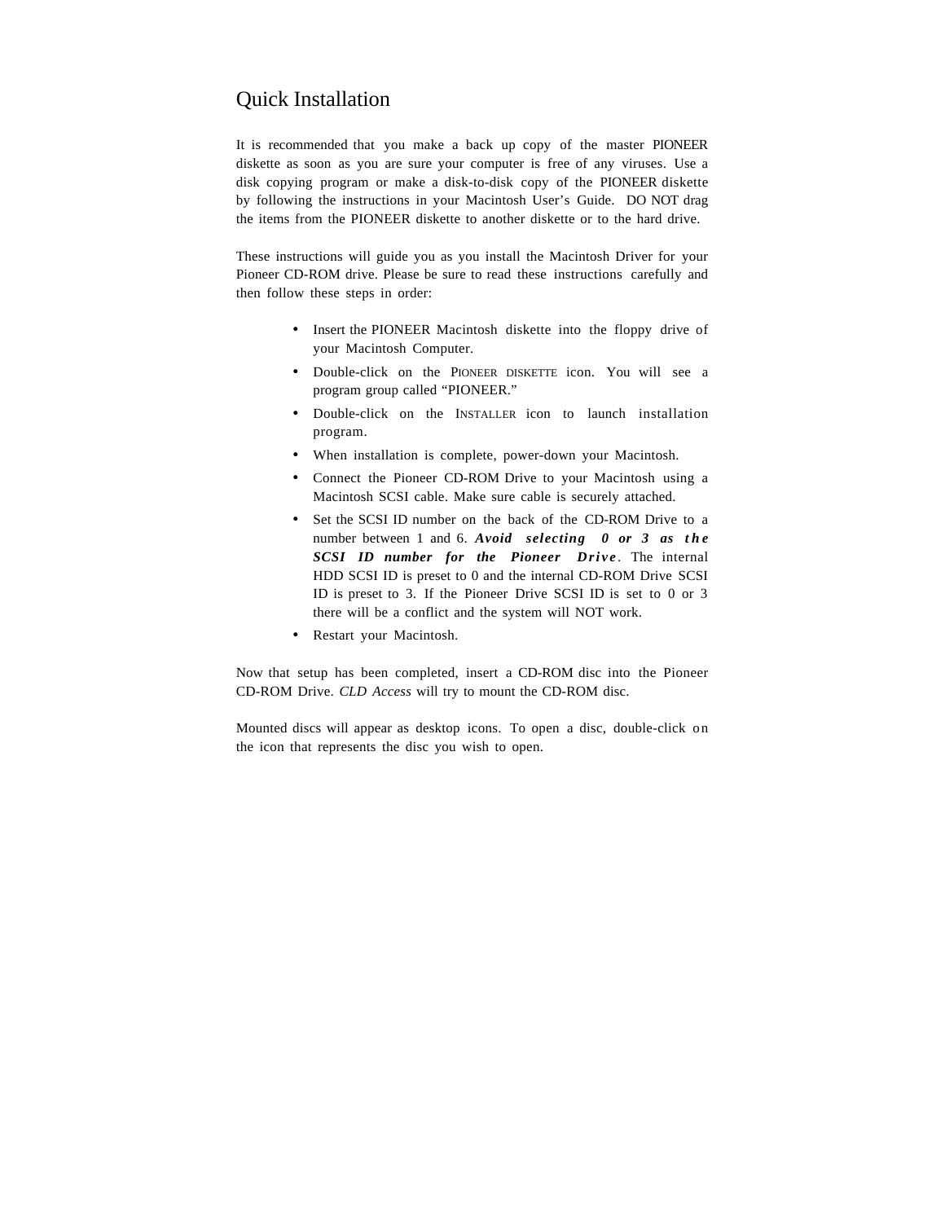# Quick Installation

It is recommended that you make a back up copy of the master PIONEER diskette as soon as you are sure your computer is free of any viruses. Use a disk copying program or make a disk-to-disk copy of the PIONEER diskette by following the instructions in your Macintosh User's Guide. DO NOT drag the items from the PIONEER diskette to another diskette or to the hard drive.

These instructions will guide you as you install the Macintosh Driver for your Pioneer CD-ROM drive. Please be sure to read these instructions carefully and then follow these steps in order:

- Insert the PIONEER Macintosh diskette into the floppy drive of your Macintosh Computer.
- Double-click on the PIONEER DISKETTE icon. You will see a program group called "PIONEER."
- Double-click on the INSTALLER icon to launch installation program.
- When installation is complete, power-down your Macintosh.
- Connect the Pioneer CD-ROM Drive to your Macintosh using a Macintosh SCSI cable. Make sure cable is securely attached.
- Set the SCSI ID number on the back of the CD-ROM Drive to a number between 1 and 6. ***Avoid selecting 0 or 3 as the SCSI ID number for the Pioneer Drive***. The internal HDD SCSI ID is preset to 0 and the internal CD-ROM Drive SCSI ID is preset to 3. If the Pioneer Drive SCSI ID is set to 0 or 3 there will be a conflict and the system will NOT work.
- Restart your Macintosh.

Now that setup has been completed, insert a CD-ROM disc into the Pioneer CD-ROM Drive. *CLD Access* will try to mount the CD-ROM disc.

Mounted discs will appear as desktop icons. To open a disc, double-click on the icon that represents the disc you wish to open.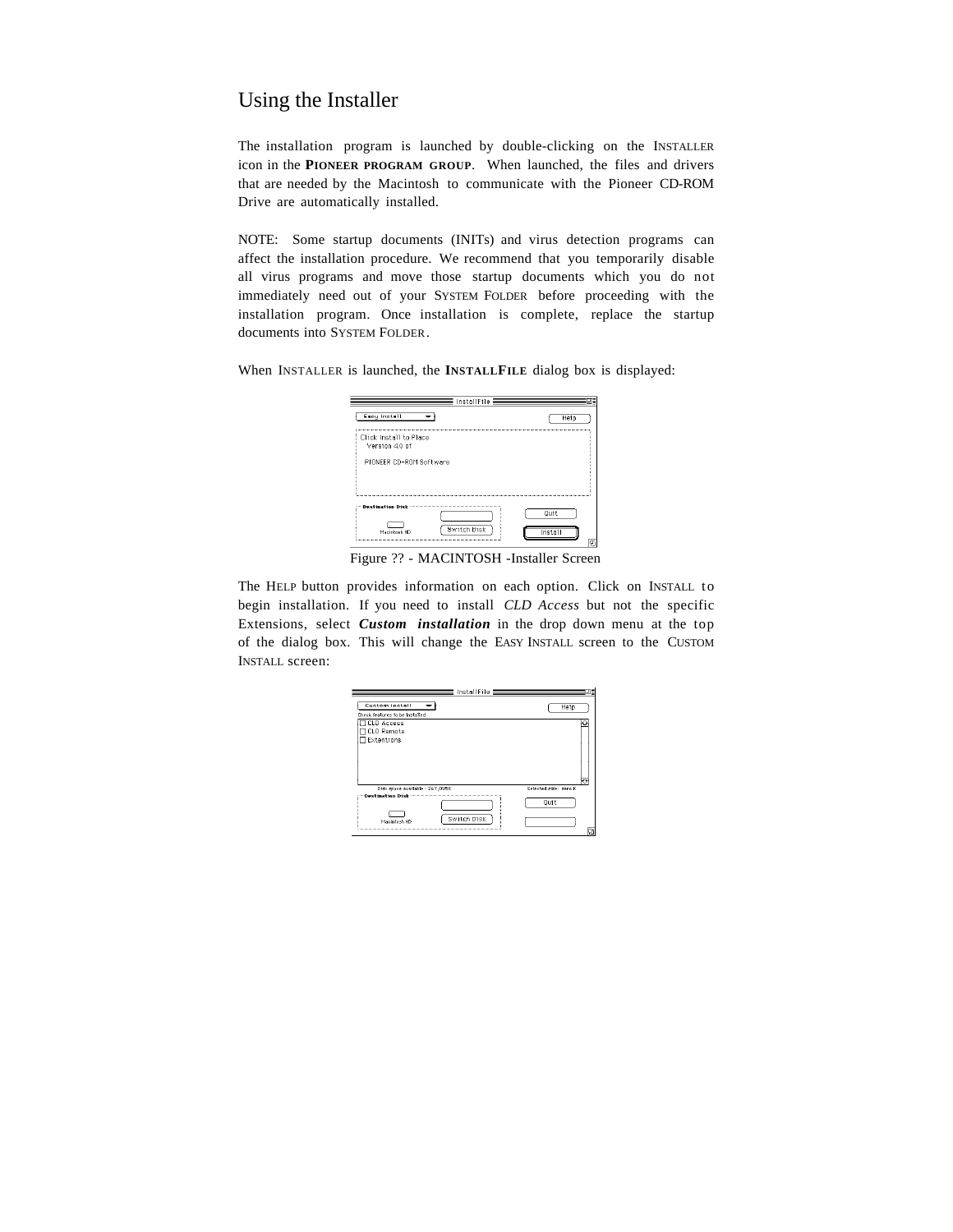# Using the Installer

The installation program is launched by double-clicking on the INSTALLER icon in the **PIONEER PROGRAM GROUP**. When launched, the files and drivers that are needed by the Macintosh to communicate with the Pioneer CD-ROM Drive are automatically installed.

NOTE: Some startup documents (INITs) and virus detection programs can affect the installation procedure. We recommend that you temporarily disable all virus programs and move those startup documents which you do not immediately need out of your SYSTEM FOLDER before proceeding with the installation program. Once installation is complete, replace the startup documents into SYSTEM FOLDER.

When INSTALLER is launched, the **INSTALLFILE** dialog box is displayed:

Figure ?? - MACINTOSH -Installer Screen

The HELP button provides information on each option. Click on INSTALL to begin installation. If you need to install *CLD Access* but not the specific Extensions, select ***Custom installation*** in the drop down menu at the top of the dialog box. This will change the EASY INSTALL screen to the CUSTOM INSTALL screen: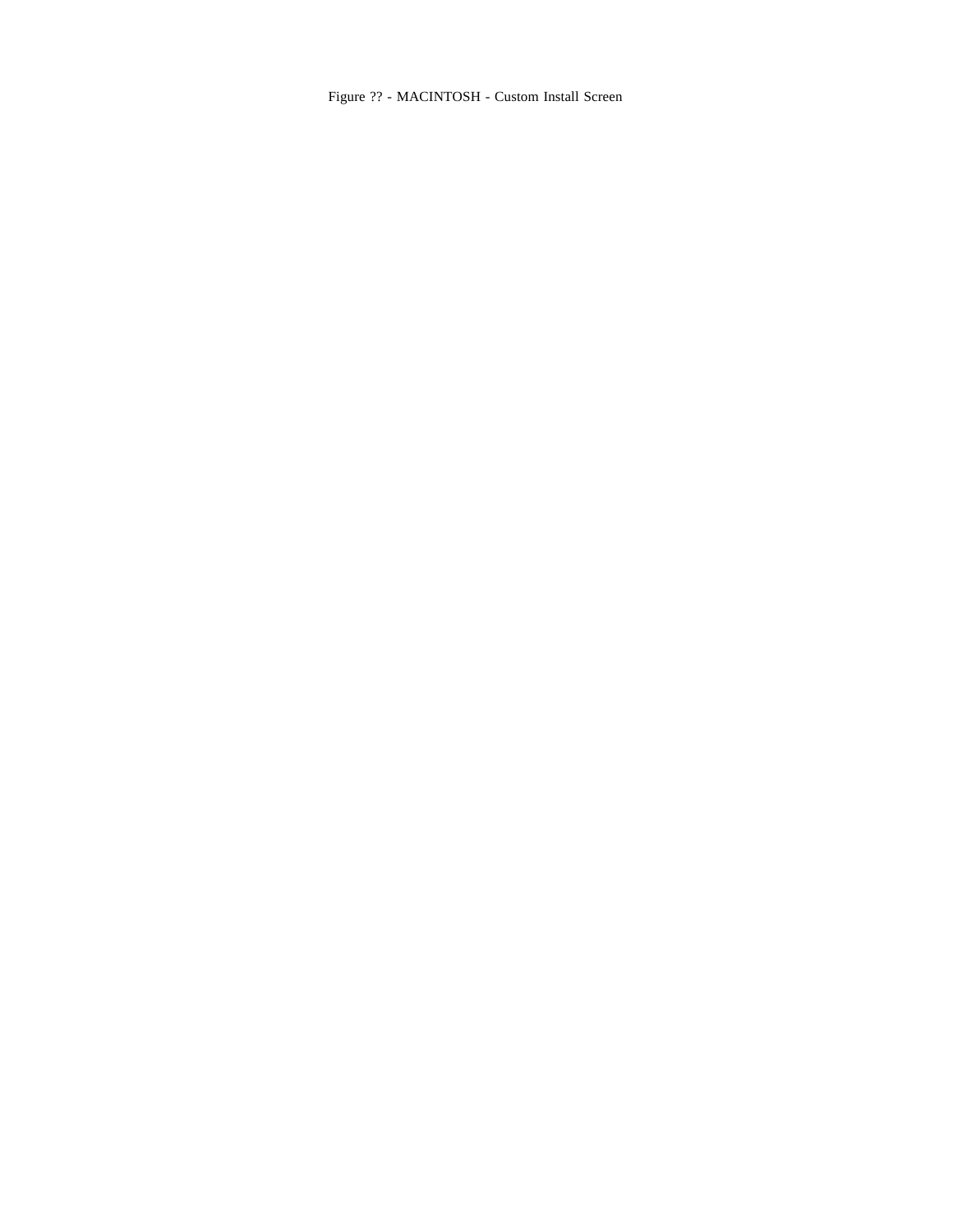Figure ?? - MACINTOSH - Custom Install Screen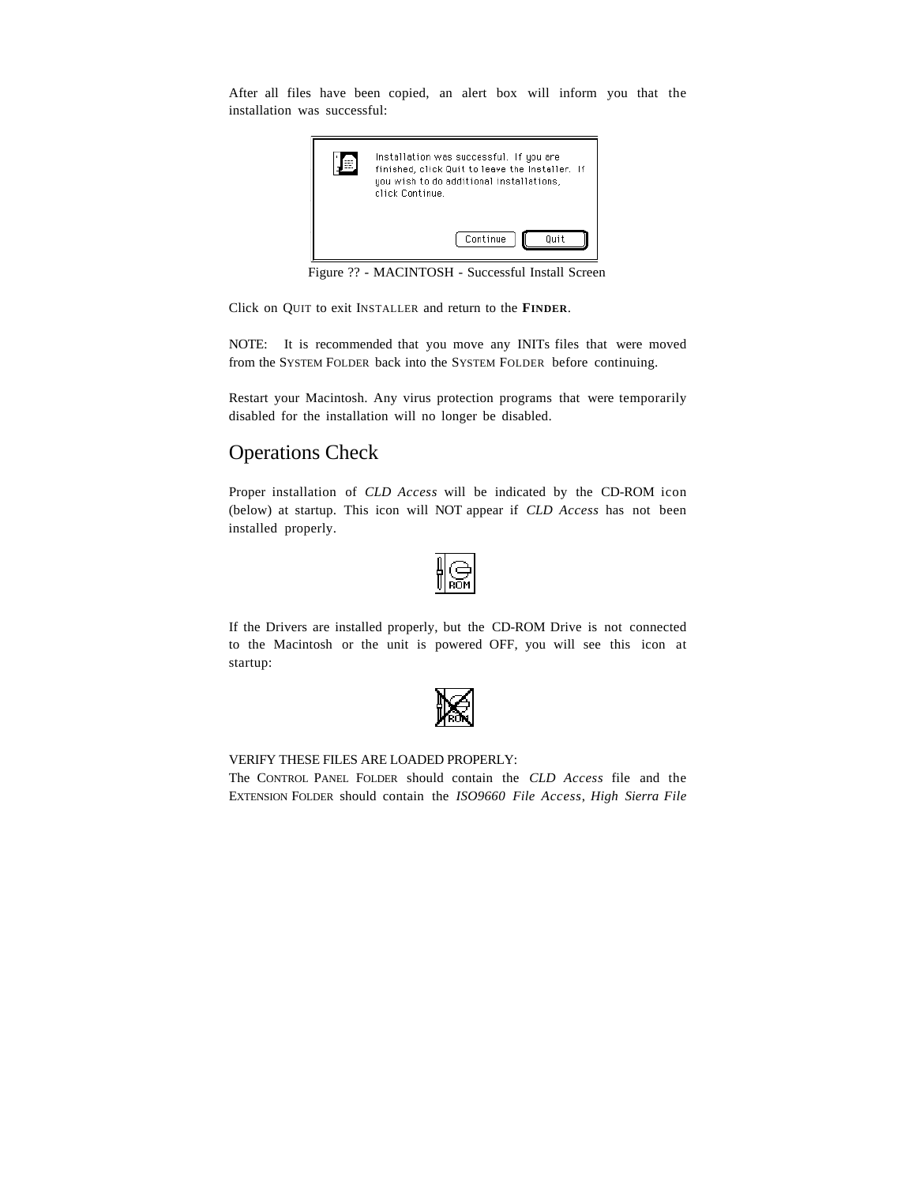After all files have been copied, an alert box will inform you that the installation was successful:

Installation was successful. If you are finished, click Quit to leave the Installer. If you wish to do additional installations, click Continue.

Continue Quit

Figure ?? - MACINTOSH - Successful Install Screen

Click on QUIT to exit INSTALLER and return to the **FINDER**.

NOTE: It is recommended that you move any INITs files that were moved from the SYSTEM FOLDER back into the SYSTEM FOLDER before continuing.

Restart your Macintosh. Any virus protection programs that were temporarily disabled for the installation will no longer be disabled.

## Operations Check

Proper installation of *CLD Access* will be indicated by the CD-ROM icon (below) at startup. This icon will NOT appear if *CLD Access* has not been installed properly.

ROM

If the Drivers are installed properly, but the CD-ROM Drive is not connected to the Macintosh or the unit is powered OFF, you will see this icon at startup:

ROM

VERIFY THESE FILES ARE LOADED PROPERLY:
The CONTROL PANEL FOLDER should contain the *CLD Access* file and the EXTENSION FOLDER should contain the *ISO9660 File Access*, *High Sierra File*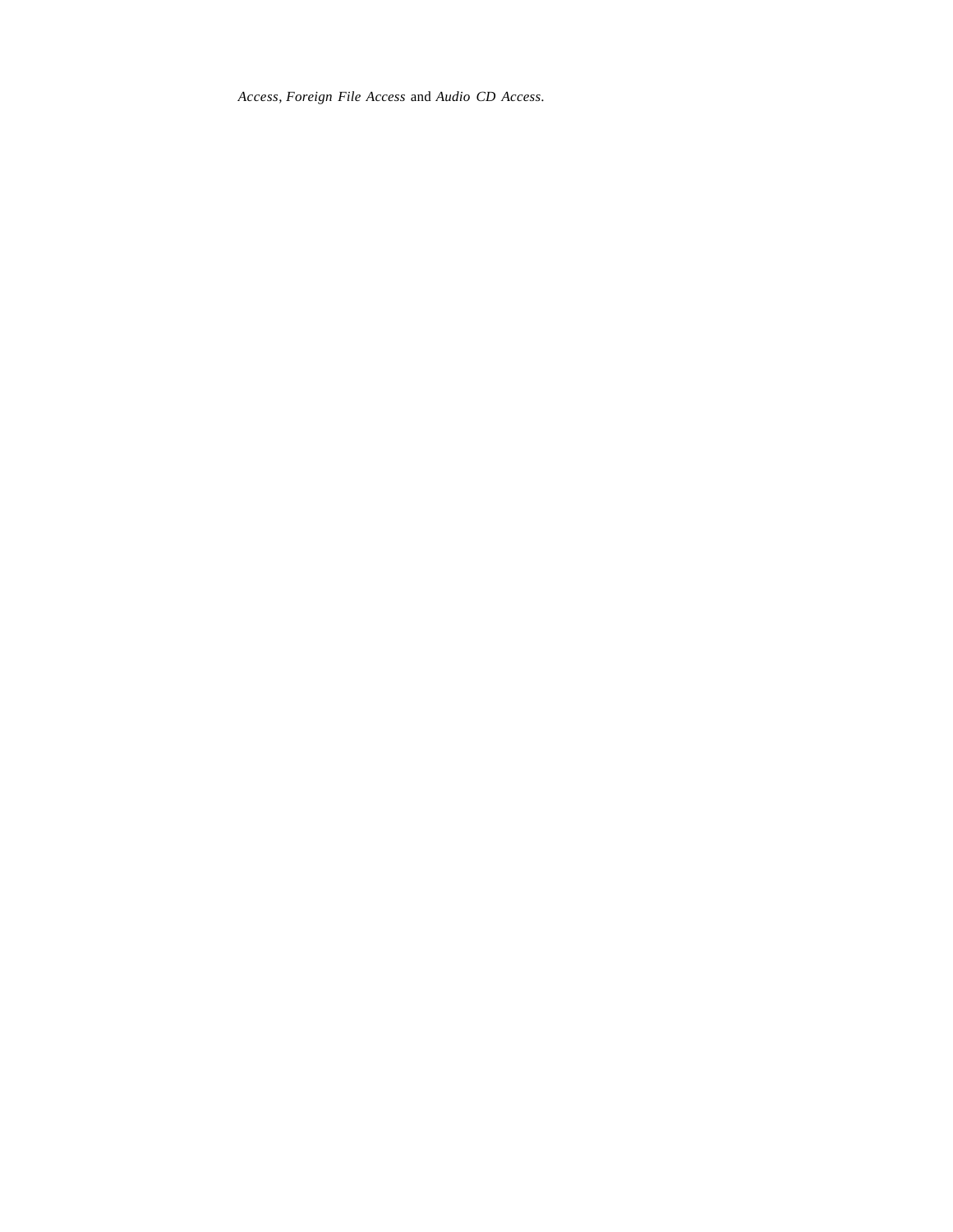*Access*, *Foreign File Access* and *Audio CD Access*.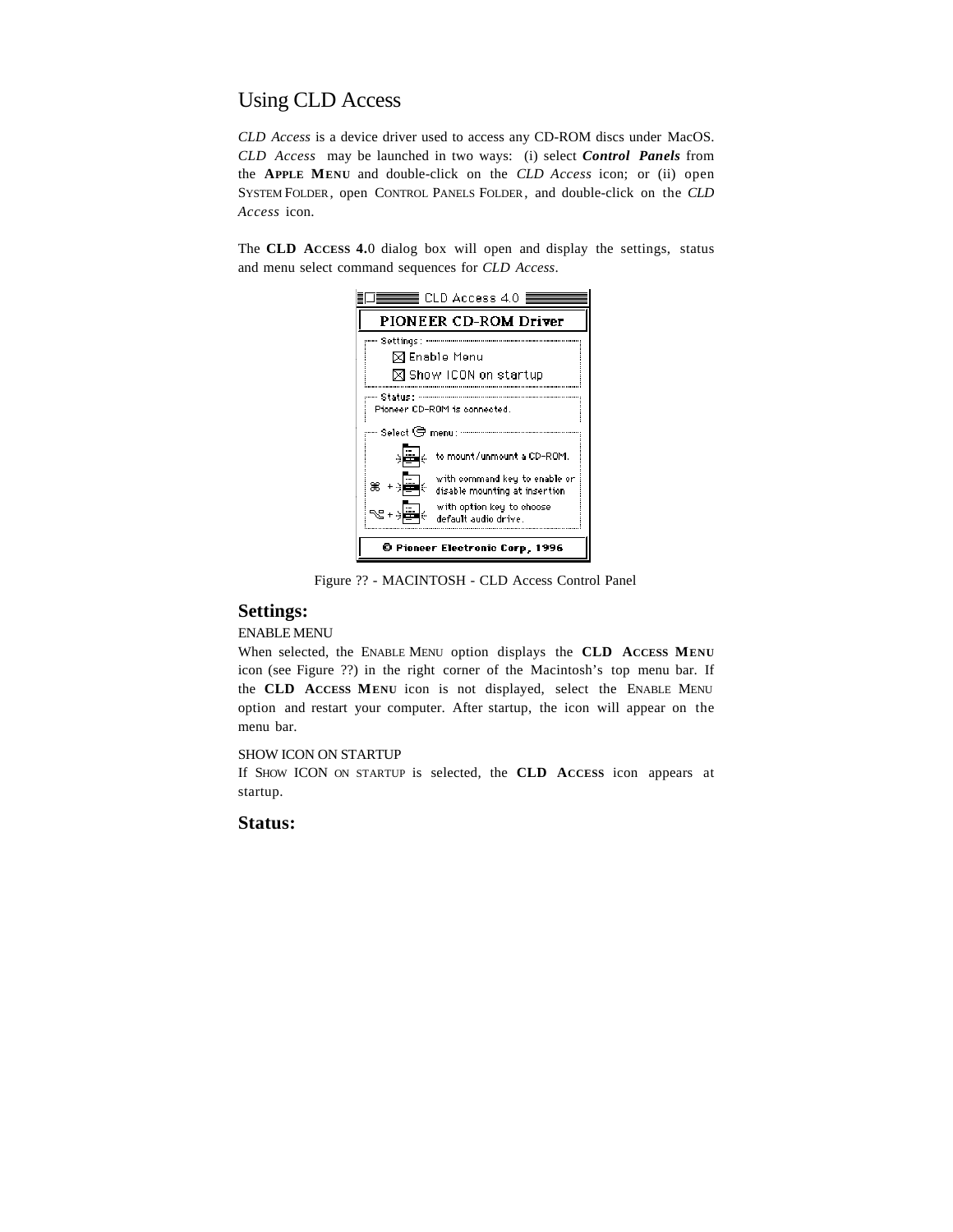# Using CLD Access

*CLD Access* is a device driver used to access any CD-ROM discs under MacOS. *CLD Access* may be launched in two ways: (i) select ***Control Panels*** from the **APPLE MENU** and double-click on the *CLD Access* icon; or (ii) open SYSTEM FOLDER, open CONTROL PANELS FOLDER, and double-click on the *CLD Access* icon.

The **CLD ACCESS 4.**0 dialog box will open and display the settings, status and menu select command sequences for *CLD Access*.

Figure ?? - MACINTOSH - CLD Access Control Panel

## Settings:

ENABLE MENU

When selected, the ENABLE MENU option displays the **CLD ACCESS MENU** icon (see Figure ??) in the right corner of the Macintosh's top menu bar. If the **CLD ACCESS MENU** icon is not displayed, select the ENABLE MENU option and restart your computer. After startup, the icon will appear on the menu bar.

SHOW ICON ON STARTUP

If SHOW ICON ON STARTUP is selected, the **CLD ACCESS** icon appears at startup.

## Status: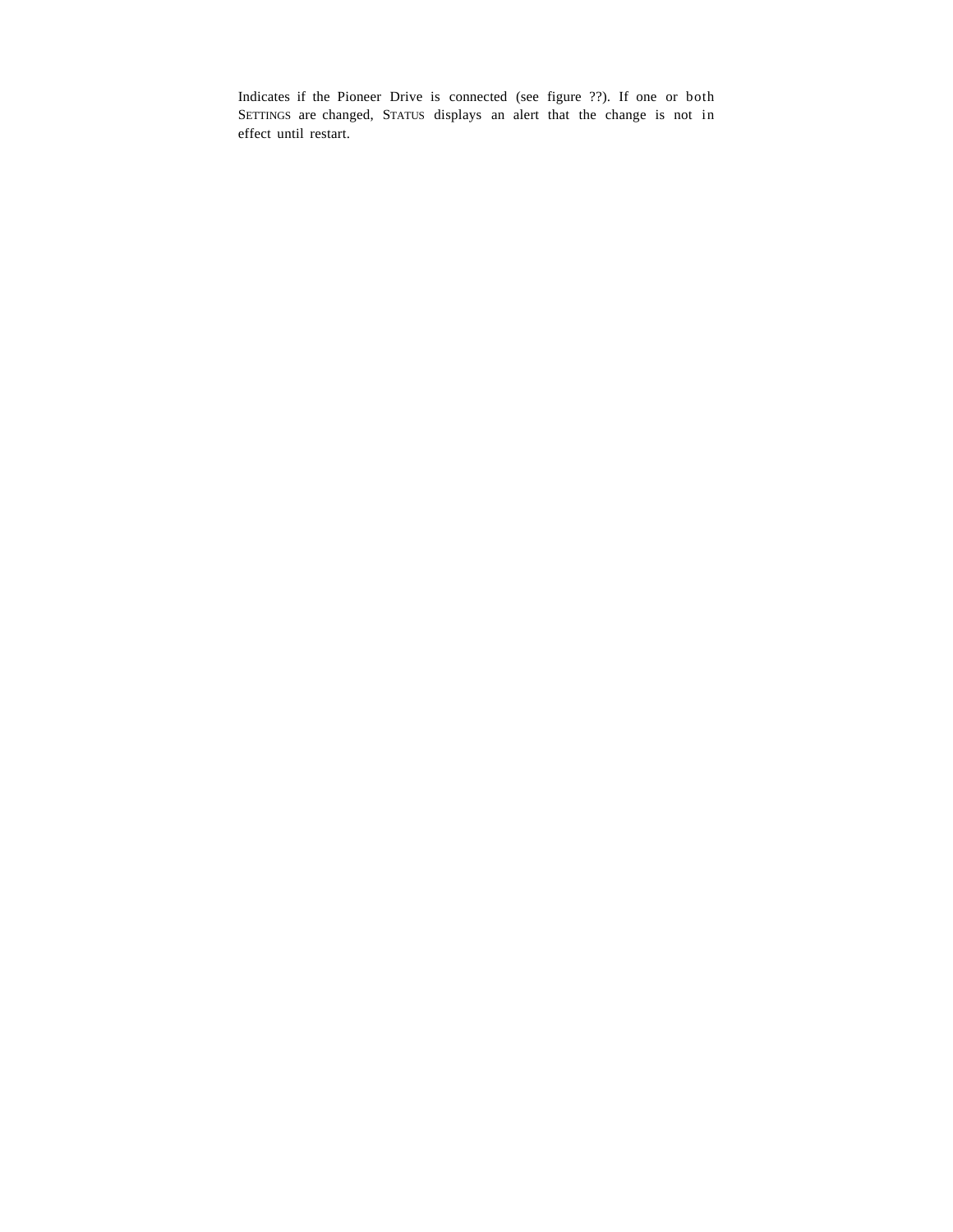Indicates if the Pioneer Drive is connected (see figure ??). If one or both SETTINGS are changed, STATUS displays an alert that the change is not in effect until restart.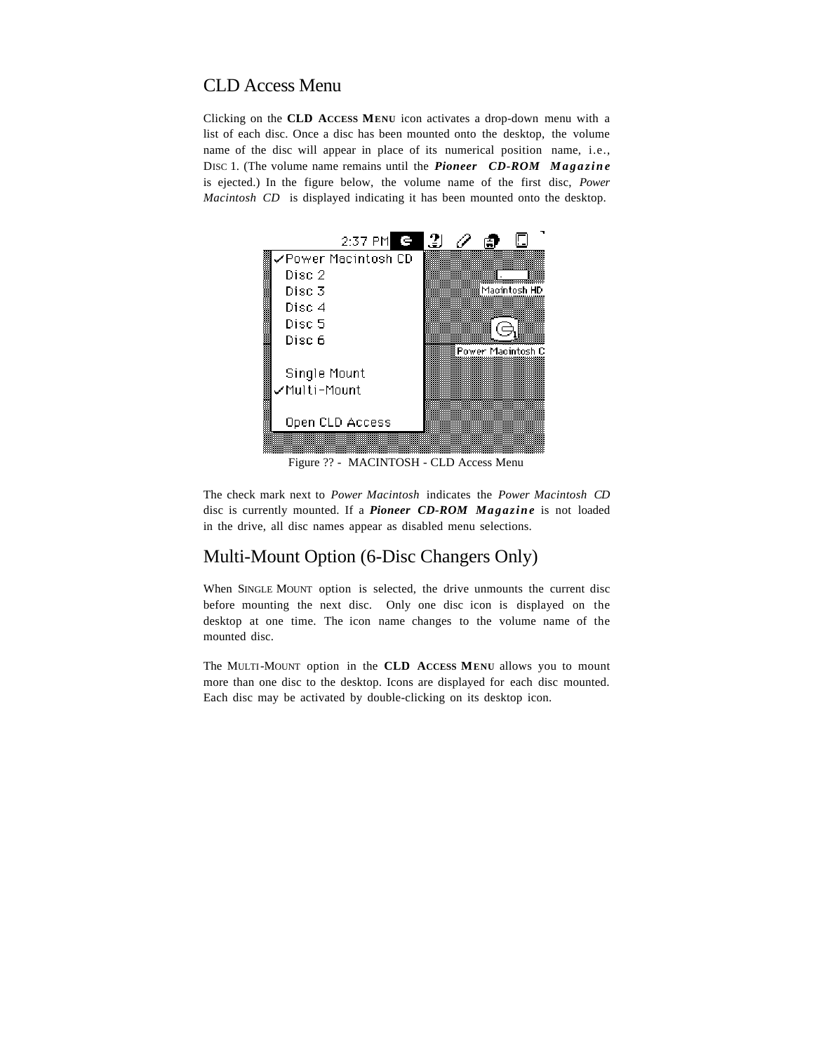## CLD Access Menu

Clicking on the **CLD ACCESS MENU** icon activates a drop-down menu with a list of each disc. Once a disc has been mounted onto the desktop, the volume name of the disc will appear in place of its numerical position name, i.e., DISC 1. (The volume name remains until the ***Pioneer CD-ROM Magazine*** is ejected.) In the figure below, the volume name of the first disc, *Power Macintosh CD* is displayed indicating it has been mounted onto the desktop.

Figure ?? - MACINTOSH - CLD Access Menu

The check mark next to *Power Macintosh* indicates the *Power Macintosh CD* disc is currently mounted. If a ***Pioneer CD-ROM Magazine*** is not loaded in the drive, all disc names appear as disabled menu selections.

## Multi-Mount Option (6-Disc Changers Only)

When SINGLE MOUNT option is selected, the drive unmounts the current disc before mounting the next disc. Only one disc icon is displayed on the desktop at one time. The icon name changes to the volume name of the mounted disc.

The MULTI-MOUNT option in the **CLD ACCESS MENU** allows you to mount more than one disc to the desktop. Icons are displayed for each disc mounted. Each disc may be activated by double-clicking on its desktop icon.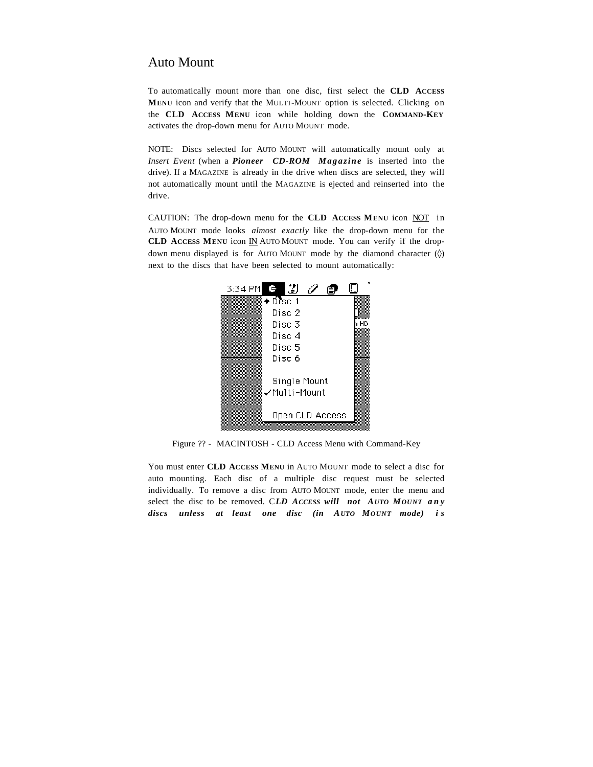# Auto Mount

To automatically mount more than one disc, first select the **CLD ACCESS MENU** icon and verify that the MULTI-MOUNT option is selected. Clicking on the **CLD ACCESS MENU** icon while holding down the **COMMAND-KEY** activates the drop-down menu for AUTO MOUNT mode.

NOTE: Discs selected for AUTO MOUNT will automatically mount only at *Insert Event* (when a ***Pioneer CD-ROM Magazine*** is inserted into the drive). If a MAGAZINE is already in the drive when discs are selected, they will not automatically mount until the MAGAZINE is ejected and reinserted into the drive.

CAUTION: The drop-down menu for the **CLD ACCESS MENU** icon NOT in AUTO MOUNT mode looks *almost exactly* like the drop-down menu for the **CLD ACCESS MENU** icon IN AUTO MOUNT mode. You can verify if the drop-down menu displayed is for AUTO MOUNT mode by the diamond character (◊) next to the discs that have been selected to mount automatically:

Figure ?? - MACINTOSH - CLD Access Menu with Command-Key

You must enter **CLD ACCESS MENU** in AUTO MOUNT mode to select a disc for auto mounting. Each disc of a multiple disc request must be selected individually. To remove a disc from AUTO MOUNT mode, enter the menu and select the disc to be removed. ***CLD ACCESS will not AUTO MOUNT any discs unless at least one disc (in AUTO MOUNT mode) is***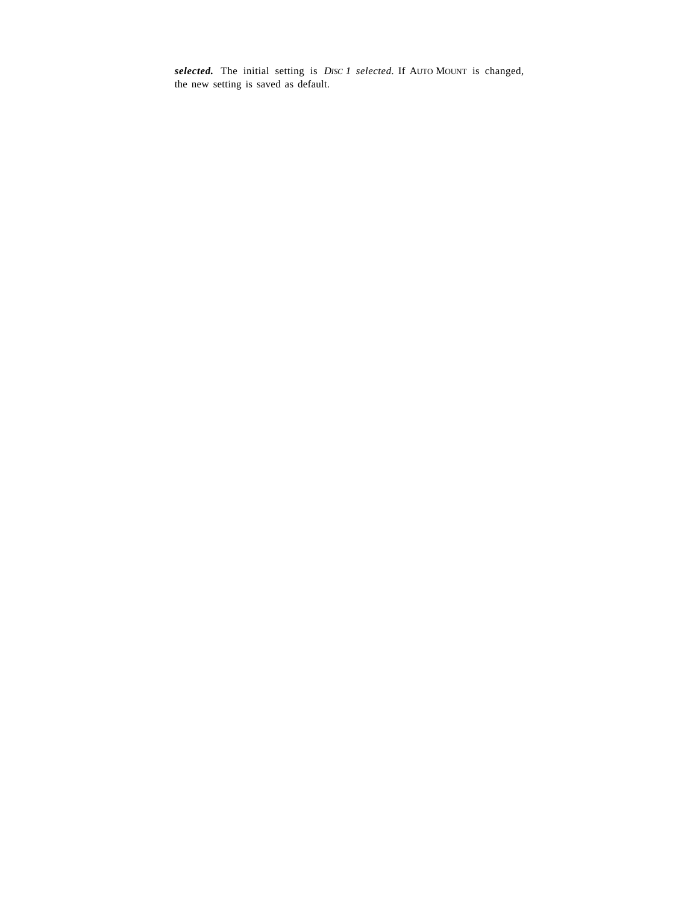***selected.*** The initial setting is *DISC 1 selected*. If AUTO MOUNT is changed, the new setting is saved as default.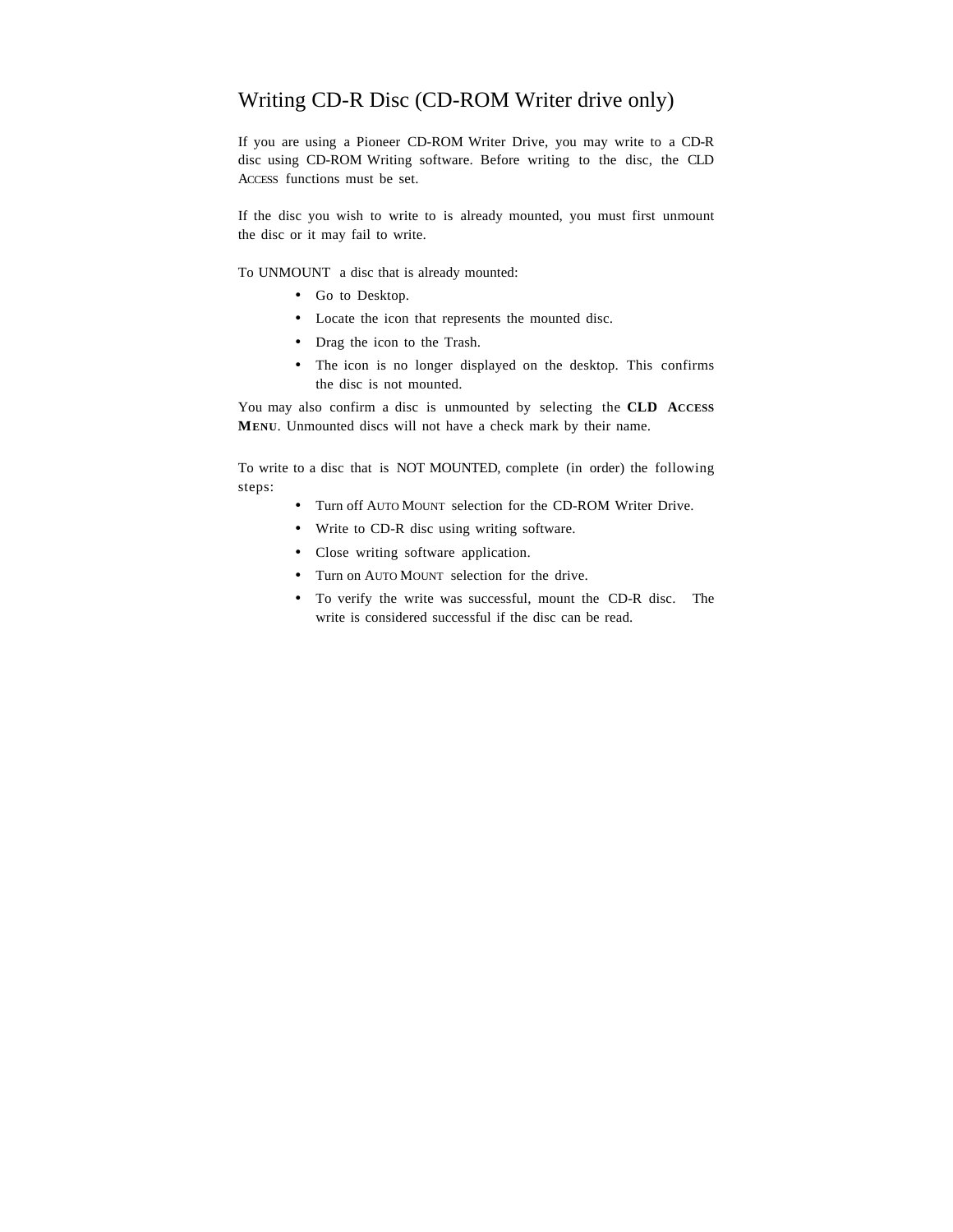# Writing CD-R Disc (CD-ROM Writer drive only)

If you are using a Pioneer CD-ROM Writer Drive, you may write to a CD-R disc using CD-ROM Writing software. Before writing to the disc, the CLD ACCESS functions must be set.

If the disc you wish to write to is already mounted, you must first unmount the disc or it may fail to write.

To UNMOUNT a disc that is already mounted:

- Go to Desktop.
- Locate the icon that represents the mounted disc.
- Drag the icon to the Trash.
- The icon is no longer displayed on the desktop. This confirms the disc is not mounted.

You may also confirm a disc is unmounted by selecting the **CLD ACCESS MENU**. Unmounted discs will not have a check mark by their name.

To write to a disc that is NOT MOUNTED, complete (in order) the following steps:

- Turn off AUTO MOUNT selection for the CD-ROM Writer Drive.
- Write to CD-R disc using writing software.
- Close writing software application.
- Turn on AUTO MOUNT selection for the drive.
- To verify the write was successful, mount the CD-R disc. The write is considered successful if the disc can be read.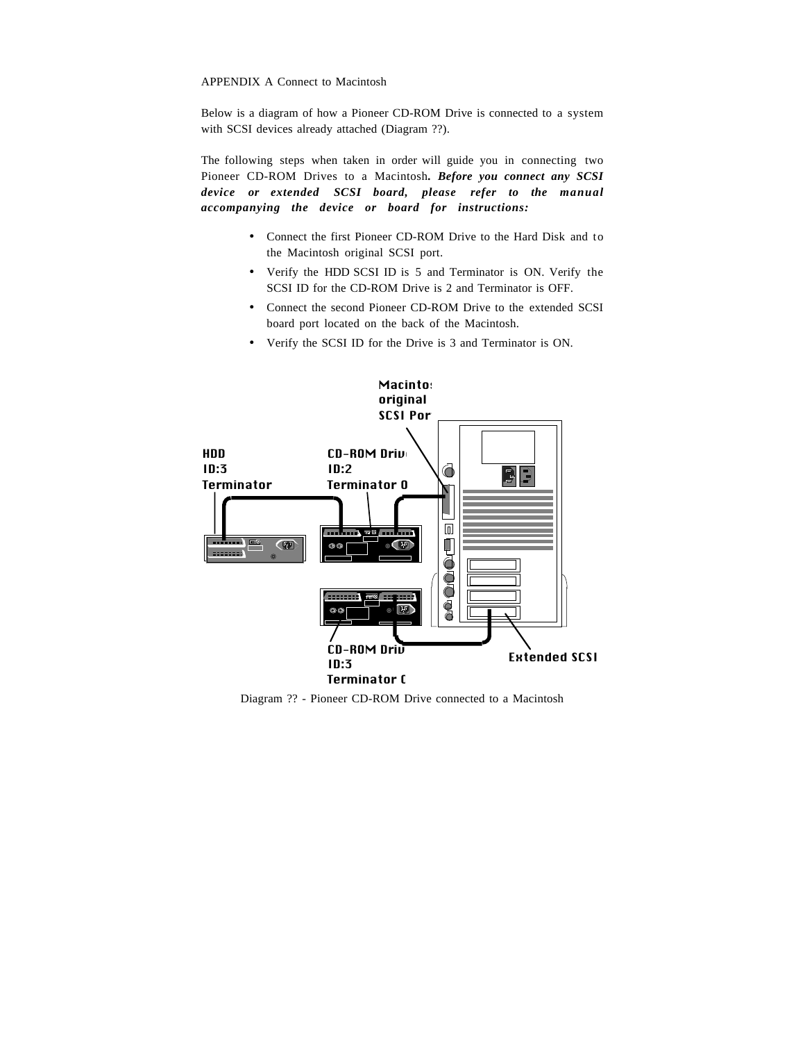APPENDIX A Connect to Macintosh

Below is a diagram of how a Pioneer CD-ROM Drive is connected to a system with SCSI devices already attached (Diagram ??).

The following steps when taken in order will guide you in connecting two Pioneer CD-ROM Drives to a Macintosh. ***Before you connect any SCSI device or extended SCSI board, please refer to the manual accompanying the device or board for instructions:***

- Connect the first Pioneer CD-ROM Drive to the Hard Disk and to the Macintosh original SCSI port.
- Verify the HDD SCSI ID is 5 and Terminator is ON. Verify the SCSI ID for the CD-ROM Drive is 2 and Terminator is OFF.
- Connect the second Pioneer CD-ROM Drive to the extended SCSI board port located on the back of the Macintosh.
- Verify the SCSI ID for the Drive is 3 and Terminator is ON.

Macintos
original
SCSI Por

HDD
ID:3
Terminator

CD-ROM Driv
ID:2
Terminator O

CD-ROM Driv
ID:3
Terminator (

Extended SCSI

Diagram ?? - Pioneer CD-ROM Drive connected to a Macintosh